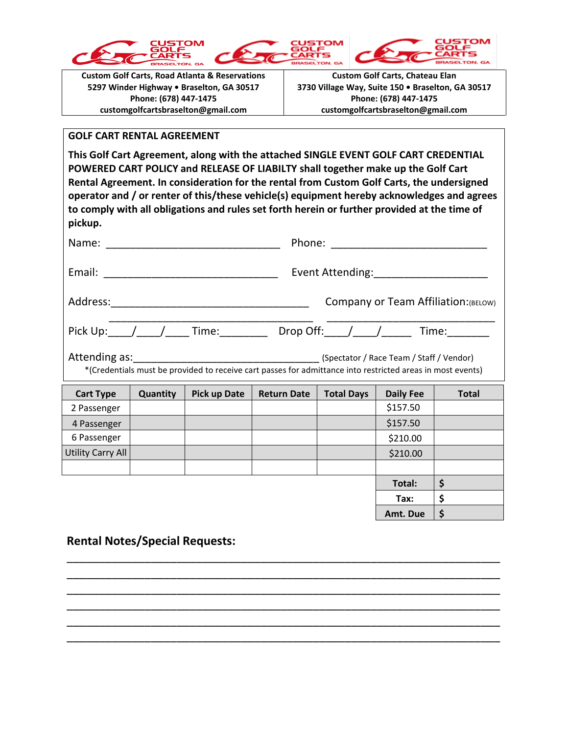| Custom Golf Carts, Road Atlanta & Reservations | Custom Golf Carts, Chateau Elan |
|---|---|
| 5297 Winder Highway • Braselton, GA 30517 | 3730 Village Way, Suite 150 • Braselton, GA 30517 |
| Phone: (678) 447-1475 | Phone: (678) 447-1475 |
| customgolfcartsbraselton@gmail.com | customgolfcartsbraselton@gmail.com |

## GOLF CART RENTAL AGREEMENT

**This Golf Cart Agreement, along with the attached SINGLE EVENT GOLF CART CREDENTIAL POWERED CART POLICY and RELEASE OF LIABILTY shall together make up the Golf Cart Rental Agreement. In consideration for the rental from Custom Golf Carts, the undersigned operator and / or renter of this/these vehicle(s) equipment hereby acknowledges and agrees to comply with all obligations and rules set forth herein or further provided at the time of pickup.**

Name: ______________________________ Phone: ___________________________

Email: ______________________________ Event Attending:____________________

Address:___________________________________ Company or Team Affiliation:(BELOW)

___________________________________ _____________________________

Pick Up:____/____/____ Time:________ Drop Off:____/____/_____ Time:_______

Attending as:_________________________________ (Spectator / Race Team / Staff / Vendor)

*(Credentials must be provided to receive cart passes for admittance into restricted areas in most events)

| Cart Type | Quantity | Pick up Date | Return Date | Total Days | Daily Fee | Total |
|---|---|---|---|---|---|---|
| 2 Passenger | | | | | $157.50 | |
| 4 Passenger | | | | | $157.50 | |
| 6 Passenger | | | | | $210.00 | |
| Utility Carry All | | | | | $210.00 | |
| | | | | | | |
| | | | | | **Total:** | **$** |
| | | | | | **Tax:** | **$** |
| | | | | | **Amt. Due** | **$** |

### Rental Notes/Special Requests:

_____________________________________________________________________________

_____________________________________________________________________________

_____________________________________________________________________________

_____________________________________________________________________________

_____________________________________________________________________________

_____________________________________________________________________________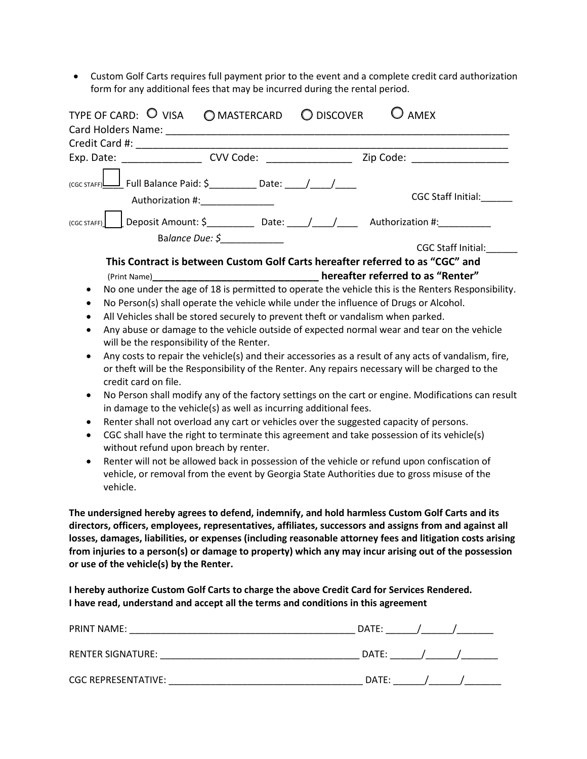- Custom Golf Carts requires full payment prior to the event and a complete credit card authorization form for any additional fees that may be incurred during the rental period.

TYPE OF CARD: ○ VISA ○ MASTERCARD ○ DISCOVER ○ AMEX

Card Holders Name: ________________________________________________________________

Credit Card #: ____________________________________________________________________

Exp. Date: ______________ CVV Code: _______________ Zip Code: _________________

(CGC STAFF) ☐ ____ Full Balance Paid: $_________ Date: ____/____/____

Authorization #:______________ CGC Staff Initial:______

(CGC STAFF) ☐ Deposit Amount: $_________ Date: ____/____/____ Authorization #:__________

B*alance Due: $*____________ CGC Staff Initial:______

**This Contract is between Custom Golf Carts hereafter referred to as "CGC" and**

(Print Name)**________________________________ hereafter referred to as "Renter"**

- No one under the age of 18 is permitted to operate the vehicle this is the Renters Responsibility.
- No Person(s) shall operate the vehicle while under the influence of Drugs or Alcohol.
- All Vehicles shall be stored securely to prevent theft or vandalism when parked.
- Any abuse or damage to the vehicle outside of expected normal wear and tear on the vehicle will be the responsibility of the Renter.
- Any costs to repair the vehicle(s) and their accessories as a result of any acts of vandalism, fire, or theft will be the Responsibility of the Renter. Any repairs necessary will be charged to the credit card on file.
- No Person shall modify any of the factory settings on the cart or engine. Modifications can result in damage to the vehicle(s) as well as incurring additional fees.
- Renter shall not overload any cart or vehicles over the suggested capacity of persons.
- CGC shall have the right to terminate this agreement and take possession of its vehicle(s) without refund upon breach by renter.
- Renter will not be allowed back in possession of the vehicle or refund upon confiscation of vehicle, or removal from the event by Georgia State Authorities due to gross misuse of the vehicle.

**The undersigned hereby agrees to defend, indemnify, and hold harmless Custom Golf Carts and its directors, officers, employees, representatives, affiliates, successors and assigns from and against all losses, damages, liabilities, or expenses (including reasonable attorney fees and litigation costs arising from injuries to a person(s) or damage to property) which any may incur arising out of the possession or use of the vehicle(s) by the Renter.**

**I hereby authorize Custom Golf Carts to charge the above Credit Card for Services Rendered.**
**I have read, understand and accept all the terms and conditions in this agreement**

PRINT NAME: ___________________________________________ DATE: ______/______/_______

RENTER SIGNATURE: _____________________________________ DATE: ______/______/_______

CGC REPRESENTATIVE: ____________________________________ DATE: ______/______/_______